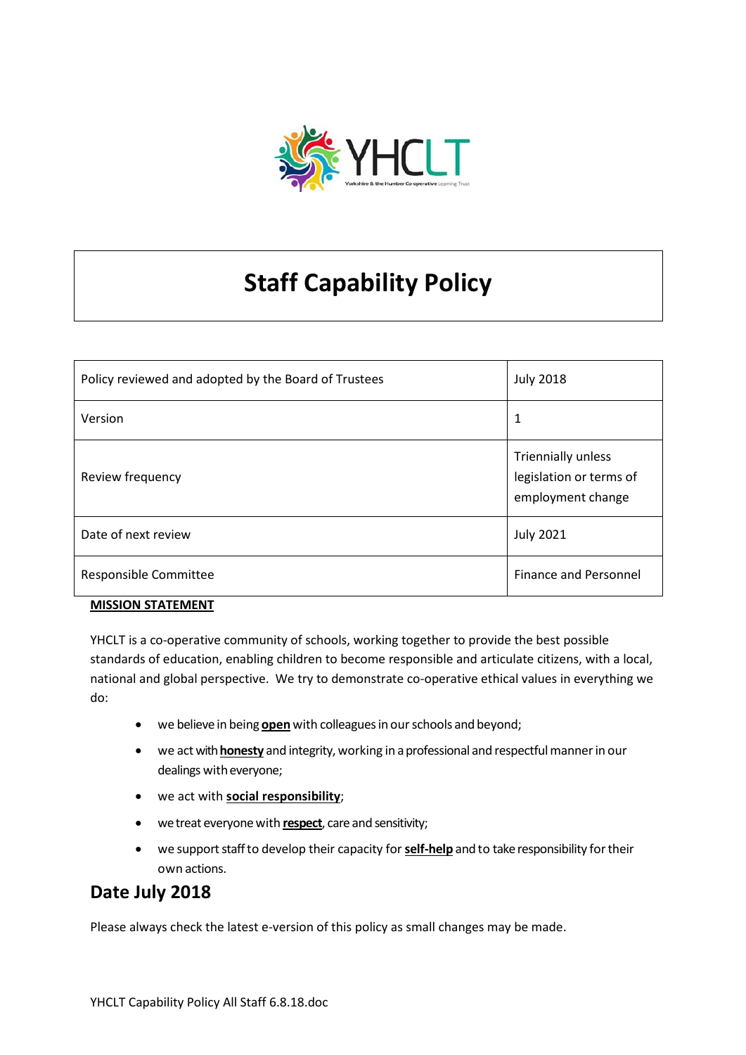# Staff Capability Policy

| Policy reviewed and adopted by the Board of Trustees | July 2018 |
|---|---|
| Version | 1 |
| Review frequency | Triennially unless legislation or terms of employment change |
| Date of next review | July 2021 |
| Responsible Committee | Finance and Personnel |

**MISSION STATEMENT**

YHCLT is a co-operative community of schools, working together to provide the best possible standards of education, enabling children to become responsible and articulate citizens, with a local, national and global perspective. We try to demonstrate co-operative ethical values in everything we do:

- we believe in being **open** with colleagues in our schools and beyond;
- we act with **honesty** and integrity, working in a professional and respectful manner in our dealings with everyone;
- we act with **social responsibility**;
- we treat everyone with **respect**, care and sensitivity;
- we support staff to develop their capacity for **self-help** and to take responsibility for their own actions.

## Date July 2018

Please always check the latest e-version of this policy as small changes may be made.

YHCLT Capability Policy All Staff 6.8.18.doc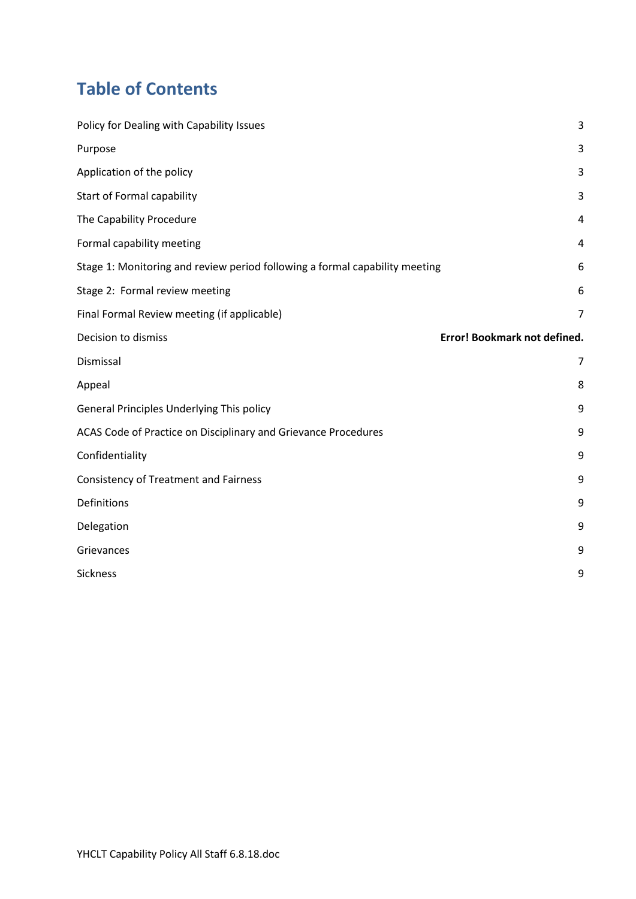# Table of Contents

| | |
|---|---|
| Policy for Dealing with Capability Issues | 3 |
| Purpose | 3 |
| Application of the policy | 3 |
| Start of Formal capability | 3 |
| The Capability Procedure | 4 |
| Formal capability meeting | 4 |
| Stage 1: Monitoring and review period following a formal capability meeting | 6 |
| Stage 2: Formal review meeting | 6 |
| Final Formal Review meeting (if applicable) | 7 |
| Decision to dismiss | **Error! Bookmark not defined.** |
| Dismissal | 7 |
| Appeal | 8 |
| General Principles Underlying This policy | 9 |
| ACAS Code of Practice on Disciplinary and Grievance Procedures | 9 |
| Confidentiality | 9 |
| Consistency of Treatment and Fairness | 9 |
| Definitions | 9 |
| Delegation | 9 |
| Grievances | 9 |
| Sickness | 9 |

YHCLT Capability Policy All Staff 6.8.18.doc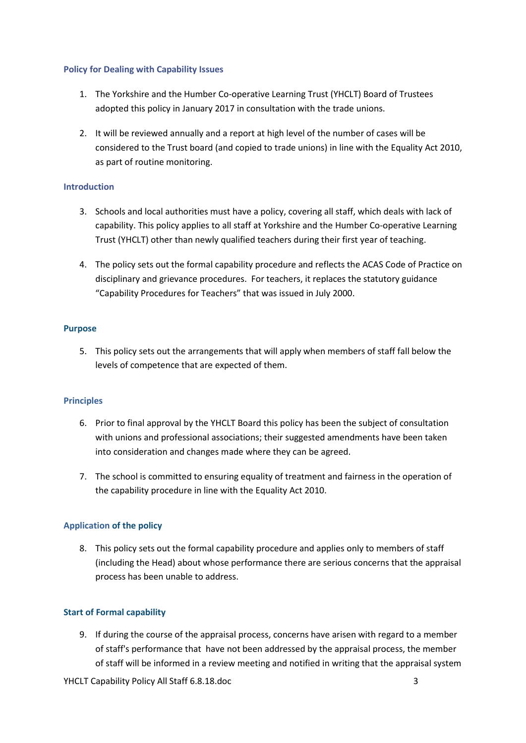### Policy for Dealing with Capability Issues

1. The Yorkshire and the Humber Co-operative Learning Trust (YHCLT) Board of Trustees adopted this policy in January 2017 in consultation with the trade unions.

2. It will be reviewed annually and a report at high level of the number of cases will be considered to the Trust board (and copied to trade unions) in line with the Equality Act 2010, as part of routine monitoring.

### Introduction

3. Schools and local authorities must have a policy, covering all staff, which deals with lack of capability. This policy applies to all staff at Yorkshire and the Humber Co-operative Learning Trust (YHCLT) other than newly qualified teachers during their first year of teaching.

4. The policy sets out the formal capability procedure and reflects the ACAS Code of Practice on disciplinary and grievance procedures. For teachers, it replaces the statutory guidance "Capability Procedures for Teachers" that was issued in July 2000.

### Purpose

5. This policy sets out the arrangements that will apply when members of staff fall below the levels of competence that are expected of them.

### Principles

6. Prior to final approval by the YHCLT Board this policy has been the subject of consultation with unions and professional associations; their suggested amendments have been taken into consideration and changes made where they can be agreed.

7. The school is committed to ensuring equality of treatment and fairness in the operation of the capability procedure in line with the Equality Act 2010.

### Application of the policy

8. This policy sets out the formal capability procedure and applies only to members of staff (including the Head) about whose performance there are serious concerns that the appraisal process has been unable to address.

### Start of Formal capability

9. If during the course of the appraisal process, concerns have arisen with regard to a member of staff's performance that have not been addressed by the appraisal process, the member of staff will be informed in a review meeting and notified in writing that the appraisal system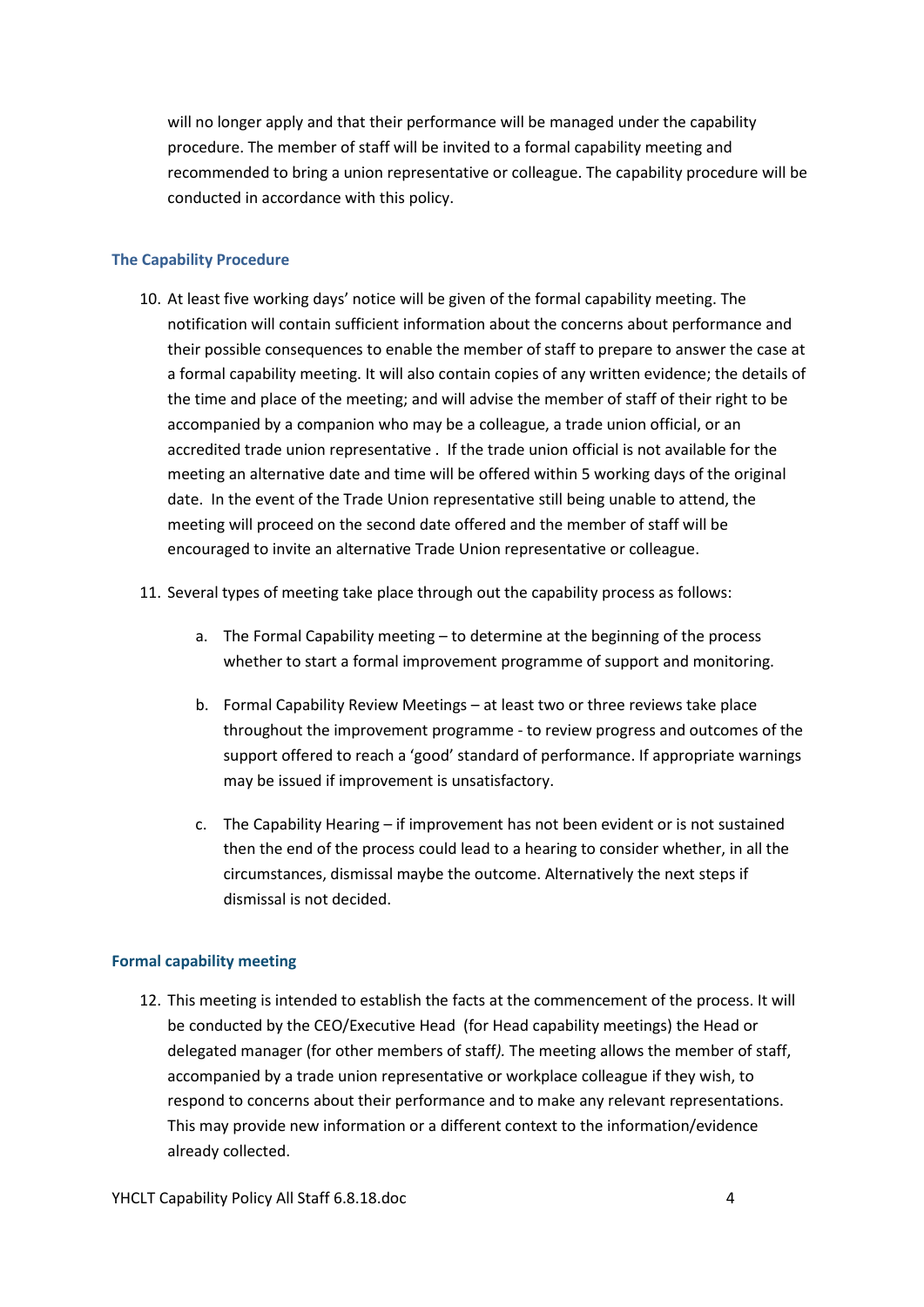will no longer apply and that their performance will be managed under the capability procedure. The member of staff will be invited to a formal capability meeting and recommended to bring a union representative or colleague. The capability procedure will be conducted in accordance with this policy.

### The Capability Procedure

10. At least five working days' notice will be given of the formal capability meeting. The notification will contain sufficient information about the concerns about performance and their possible consequences to enable the member of staff to prepare to answer the case at a formal capability meeting. It will also contain copies of any written evidence; the details of the time and place of the meeting; and will advise the member of staff of their right to be accompanied by a companion who may be a colleague, a trade union official, or an accredited trade union representative . If the trade union official is not available for the meeting an alternative date and time will be offered within 5 working days of the original date. In the event of the Trade Union representative still being unable to attend, the meeting will proceed on the second date offered and the member of staff will be encouraged to invite an alternative Trade Union representative or colleague.

11. Several types of meeting take place through out the capability process as follows:

    a. The Formal Capability meeting – to determine at the beginning of the process whether to start a formal improvement programme of support and monitoring.

    b. Formal Capability Review Meetings – at least two or three reviews take place throughout the improvement programme - to review progress and outcomes of the support offered to reach a 'good' standard of performance. If appropriate warnings may be issued if improvement is unsatisfactory.

    c. The Capability Hearing – if improvement has not been evident or is not sustained then the end of the process could lead to a hearing to consider whether, in all the circumstances, dismissal maybe the outcome. Alternatively the next steps if dismissal is not decided.

### Formal capability meeting

12. This meeting is intended to establish the facts at the commencement of the process. It will be conducted by the CEO/Executive Head (for Head capability meetings) the Head or delegated manager (for other members of staff*).* The meeting allows the member of staff, accompanied by a trade union representative or workplace colleague if they wish, to respond to concerns about their performance and to make any relevant representations. This may provide new information or a different context to the information/evidence already collected.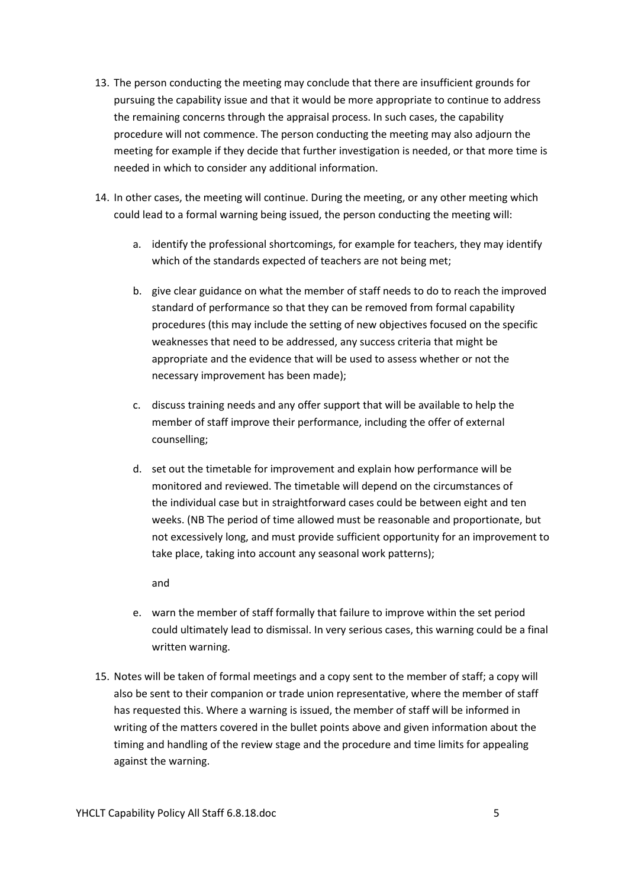13. The person conducting the meeting may conclude that there are insufficient grounds for pursuing the capability issue and that it would be more appropriate to continue to address the remaining concerns through the appraisal process. In such cases, the capability procedure will not commence. The person conducting the meeting may also adjourn the meeting for example if they decide that further investigation is needed, or that more time is needed in which to consider any additional information.

14. In other cases, the meeting will continue. During the meeting, or any other meeting which could lead to a formal warning being issued, the person conducting the meeting will:

    a. identify the professional shortcomings, for example for teachers, they may identify which of the standards expected of teachers are not being met;

    b. give clear guidance on what the member of staff needs to do to reach the improved standard of performance so that they can be removed from formal capability procedures (this may include the setting of new objectives focused on the specific weaknesses that need to be addressed, any success criteria that might be appropriate and the evidence that will be used to assess whether or not the necessary improvement has been made);

    c. discuss training needs and any offer support that will be available to help the member of staff improve their performance, including the offer of external counselling;

    d. set out the timetable for improvement and explain how performance will be monitored and reviewed. The timetable will depend on the circumstances of the individual case but in straightforward cases could be between eight and ten weeks. (NB The period of time allowed must be reasonable and proportionate, but not excessively long, and must provide sufficient opportunity for an improvement to take place, taking into account any seasonal work patterns);

       and

    e. warn the member of staff formally that failure to improve within the set period could ultimately lead to dismissal. In very serious cases, this warning could be a final written warning.

15. Notes will be taken of formal meetings and a copy sent to the member of staff; a copy will also be sent to their companion or trade union representative, where the member of staff has requested this. Where a warning is issued, the member of staff will be informed in writing of the matters covered in the bullet points above and given information about the timing and handling of the review stage and the procedure and time limits for appealing against the warning.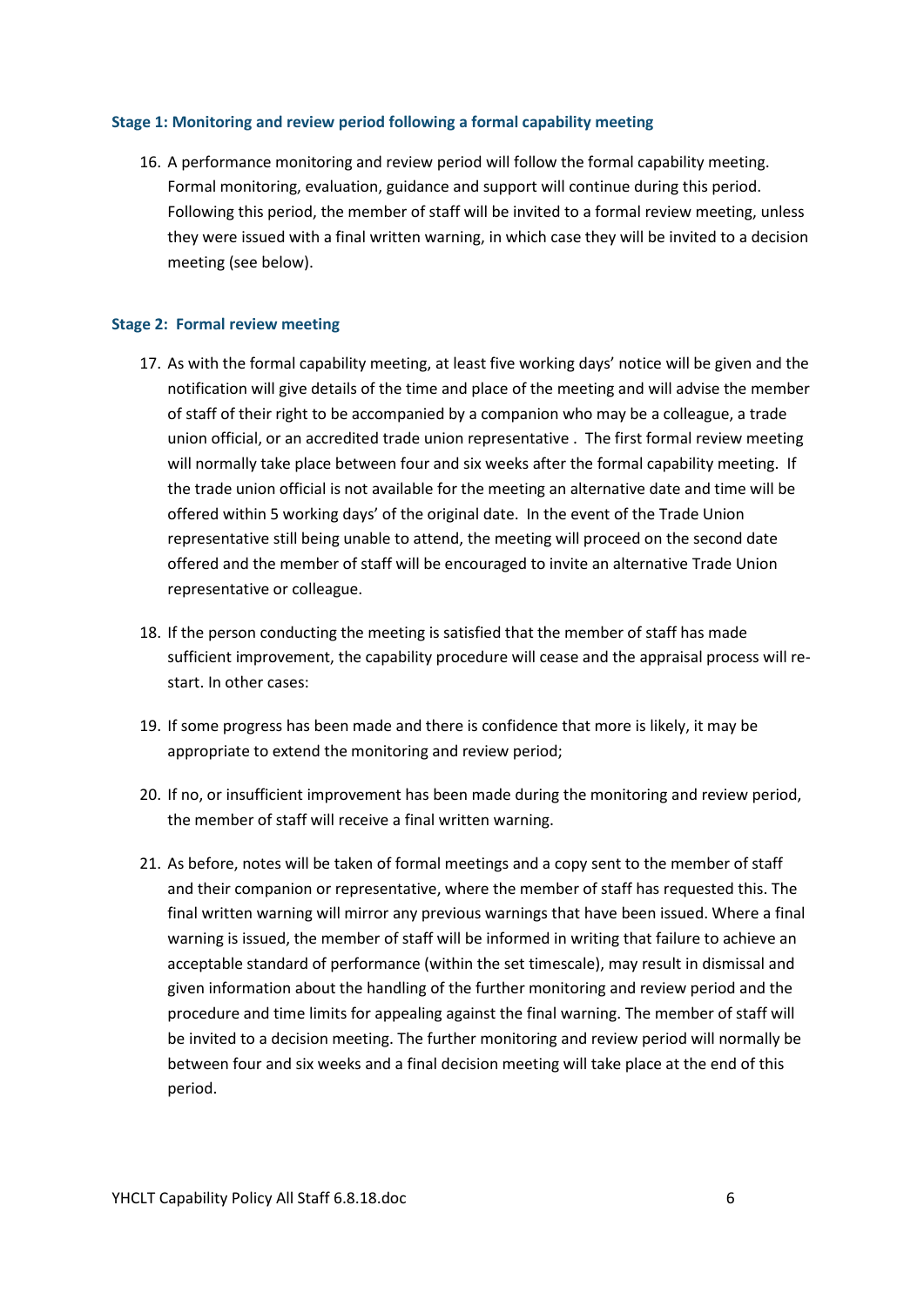### Stage 1: Monitoring and review period following a formal capability meeting

16. A performance monitoring and review period will follow the formal capability meeting. Formal monitoring, evaluation, guidance and support will continue during this period. Following this period, the member of staff will be invited to a formal review meeting, unless they were issued with a final written warning, in which case they will be invited to a decision meeting (see below).

### Stage 2: Formal review meeting

17. As with the formal capability meeting, at least five working days' notice will be given and the notification will give details of the time and place of the meeting and will advise the member of staff of their right to be accompanied by a companion who may be a colleague, a trade union official, or an accredited trade union representative . The first formal review meeting will normally take place between four and six weeks after the formal capability meeting. If the trade union official is not available for the meeting an alternative date and time will be offered within 5 working days' of the original date. In the event of the Trade Union representative still being unable to attend, the meeting will proceed on the second date offered and the member of staff will be encouraged to invite an alternative Trade Union representative or colleague.

18. If the person conducting the meeting is satisfied that the member of staff has made sufficient improvement, the capability procedure will cease and the appraisal process will re-start. In other cases:

19. If some progress has been made and there is confidence that more is likely, it may be appropriate to extend the monitoring and review period;

20. If no, or insufficient improvement has been made during the monitoring and review period, the member of staff will receive a final written warning.

21. As before, notes will be taken of formal meetings and a copy sent to the member of staff and their companion or representative, where the member of staff has requested this. The final written warning will mirror any previous warnings that have been issued. Where a final warning is issued, the member of staff will be informed in writing that failure to achieve an acceptable standard of performance (within the set timescale), may result in dismissal and given information about the handling of the further monitoring and review period and the procedure and time limits for appealing against the final warning. The member of staff will be invited to a decision meeting. The further monitoring and review period will normally be between four and six weeks and a final decision meeting will take place at the end of this period.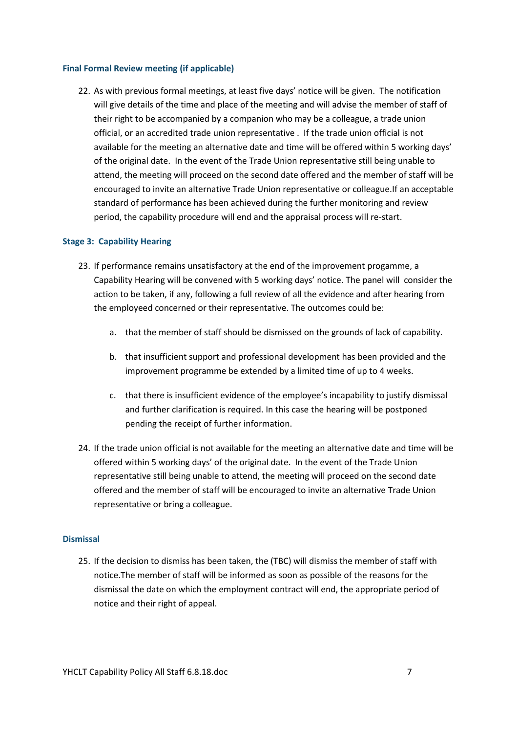### Final Formal Review meeting (if applicable)

22. As with previous formal meetings, at least five days' notice will be given. The notification will give details of the time and place of the meeting and will advise the member of staff of their right to be accompanied by a companion who may be a colleague, a trade union official, or an accredited trade union representative . If the trade union official is not available for the meeting an alternative date and time will be offered within 5 working days' of the original date. In the event of the Trade Union representative still being unable to attend, the meeting will proceed on the second date offered and the member of staff will be encouraged to invite an alternative Trade Union representative or colleague.If an acceptable standard of performance has been achieved during the further monitoring and review period, the capability procedure will end and the appraisal process will re-start.

### Stage 3: Capability Hearing

23. If performance remains unsatisfactory at the end of the improvement progamme, a Capability Hearing will be convened with 5 working days' notice. The panel will consider the action to be taken, if any, following a full review of all the evidence and after hearing from the employeed concerned or their representative. The outcomes could be:

    a. that the member of staff should be dismissed on the grounds of lack of capability.

    b. that insufficient support and professional development has been provided and the improvement programme be extended by a limited time of up to 4 weeks.

    c. that there is insufficient evidence of the employee's incapability to justify dismissal and further clarification is required. In this case the hearing will be postponed pending the receipt of further information.

24. If the trade union official is not available for the meeting an alternative date and time will be offered within 5 working days' of the original date. In the event of the Trade Union representative still being unable to attend, the meeting will proceed on the second date offered and the member of staff will be encouraged to invite an alternative Trade Union representative or bring a colleague.

### Dismissal

25. If the decision to dismiss has been taken, the (TBC) will dismiss the member of staff with notice.The member of staff will be informed as soon as possible of the reasons for the dismissal the date on which the employment contract will end, the appropriate period of notice and their right of appeal.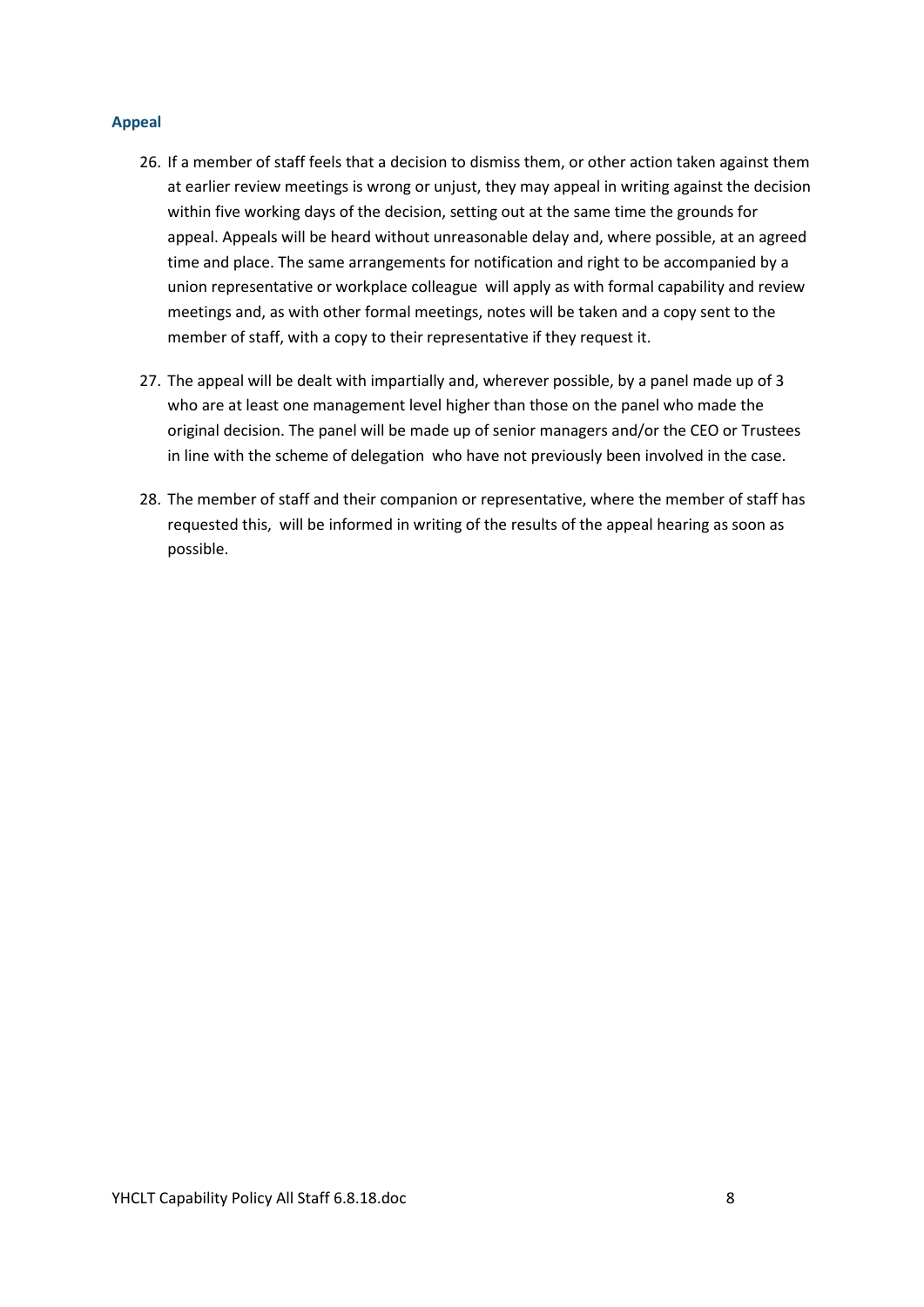### Appeal

26. If a member of staff feels that a decision to dismiss them, or other action taken against them at earlier review meetings is wrong or unjust, they may appeal in writing against the decision within five working days of the decision, setting out at the same time the grounds for appeal. Appeals will be heard without unreasonable delay and, where possible, at an agreed time and place. The same arrangements for notification and right to be accompanied by a union representative or workplace colleague will apply as with formal capability and review meetings and, as with other formal meetings, notes will be taken and a copy sent to the member of staff, with a copy to their representative if they request it.

27. The appeal will be dealt with impartially and, wherever possible, by a panel made up of 3 who are at least one management level higher than those on the panel who made the original decision. The panel will be made up of senior managers and/or the CEO or Trustees in line with the scheme of delegation who have not previously been involved in the case.

28. The member of staff and their companion or representative, where the member of staff has requested this, will be informed in writing of the results of the appeal hearing as soon as possible.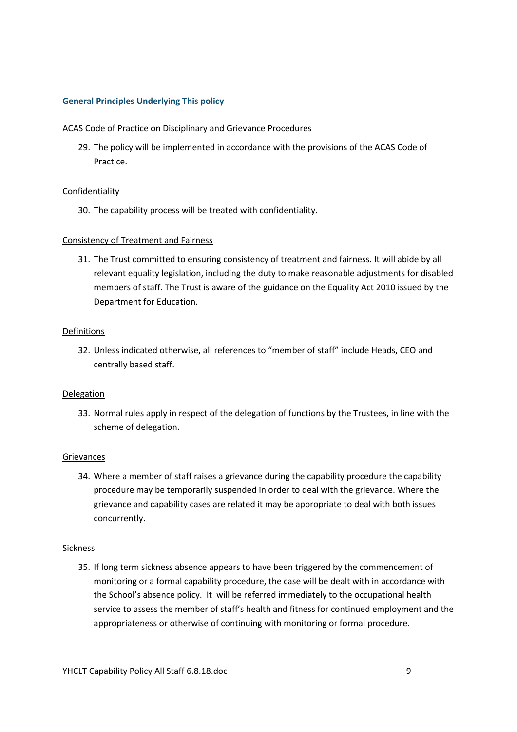## General Principles Underlying This policy

ACAS Code of Practice on Disciplinary and Grievance Procedures

29. The policy will be implemented in accordance with the provisions of the ACAS Code of Practice.

Confidentiality

30. The capability process will be treated with confidentiality.

Consistency of Treatment and Fairness

31. The Trust committed to ensuring consistency of treatment and fairness. It will abide by all relevant equality legislation, including the duty to make reasonable adjustments for disabled members of staff. The Trust is aware of the guidance on the Equality Act 2010 issued by the Department for Education.

Definitions

32. Unless indicated otherwise, all references to "member of staff" include Heads, CEO and centrally based staff.

Delegation

33. Normal rules apply in respect of the delegation of functions by the Trustees, in line with the scheme of delegation.

Grievances

34. Where a member of staff raises a grievance during the capability procedure the capability procedure may be temporarily suspended in order to deal with the grievance. Where the grievance and capability cases are related it may be appropriate to deal with both issues concurrently.

Sickness

35. If long term sickness absence appears to have been triggered by the commencement of monitoring or a formal capability procedure, the case will be dealt with in accordance with the School's absence policy. It will be referred immediately to the occupational health service to assess the member of staff's health and fitness for continued employment and the appropriateness or otherwise of continuing with monitoring or formal procedure.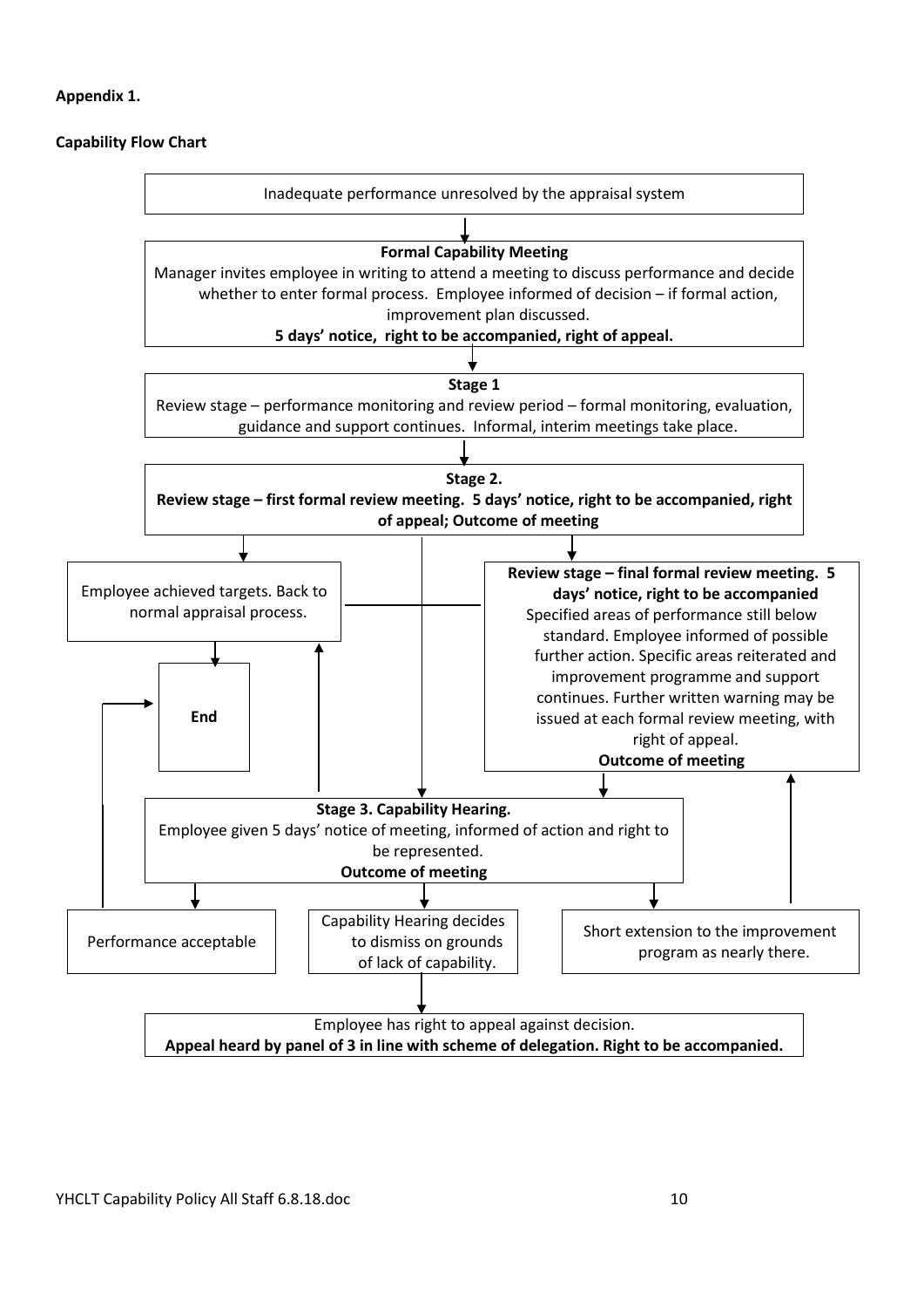**Appendix 1.**

**Capability Flow Chart**

Inadequate performance unresolved by the appraisal system

**Formal Capability Meeting**
Manager invites employee in writing to attend a meeting to discuss performance and decide whether to enter formal process. Employee informed of decision – if formal action, improvement plan discussed.
**5 days' notice, right to be accompanied, right of appeal.**

**Stage 1**
Review stage – performance monitoring and review period – formal monitoring, evaluation, guidance and support continues. Informal, interim meetings take place.

**Stage 2.**
**Review stage – first formal review meeting. 5 days' notice, right to be accompanied, right of appeal; Outcome of meeting**

Employee achieved targets. Back to normal appraisal process.

End

**Review stage – final formal review meeting. 5 days' notice, right to be accompanied**
Specified areas of performance still below standard. Employee informed of possible further action. Specific areas reiterated and improvement programme and support continues. Further written warning may be issued at each formal review meeting, with right of appeal.
**Outcome of meeting**

**Stage 3. Capability Hearing.**
Employee given 5 days' notice of meeting, informed of action and right to be represented.
**Outcome of meeting**

Performance acceptable

Capability Hearing decides to dismiss on grounds of lack of capability.

Short extension to the improvement program as nearly there.

Employee has right to appeal against decision.
**Appeal heard by panel of 3 in line with scheme of delegation. Right to be accompanied.**